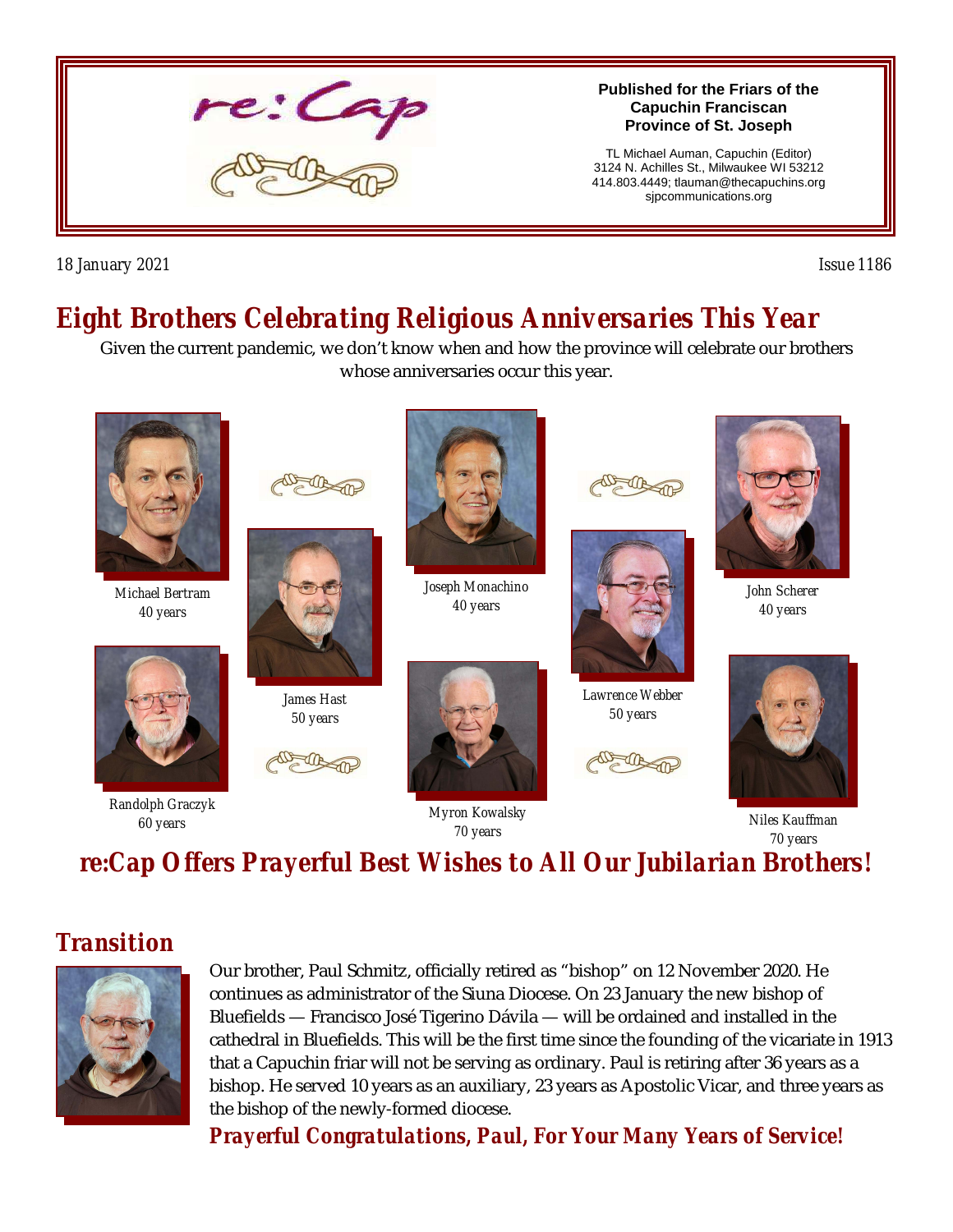re:Cap

**Published for the Friars of the Capuchin Franciscan Province of St. Joseph**

TL Michael Auman, Capuchin (Editor)
3124 N. Achilles St., Milwaukee WI 53212
414.803.4449; tlauman@thecapuchins.org
sjpcommunications.org

18 January 2021

Issue 1186

# *Eight Brothers Celebrating Religious Anniversaries This Year*

Given the current pandemic, we don't know when and how the province will celebrate our brothers whose anniversaries occur this year.

Michael Bertram
40 years

Joseph Monachino
40 years

John Scherer
40 years

James Hast
50 years

Lawrence Webber
50 years

Randolph Graczyk
60 years

Myron Kowalsky
70 years

Niles Kauffman
70 years

## *re:Cap Offers Prayerful Best Wishes to All Our Jubilarian Brothers!*

## *Transition*

Our brother, Paul Schmitz, officially retired as "bishop" on 12 November 2020. He continues as administrator of the Siuna Diocese. On 23 January the new bishop of Bluefields — Francisco José Tigerino Dávila — will be ordained and installed in the cathedral in Bluefields. This will be the first time since the founding of the vicariate in 1913 that a Capuchin friar will not be serving as ordinary. Paul is retiring after 36 years as a bishop. He served 10 years as an auxiliary, 23 years as Apostolic Vicar, and three years as the bishop of the newly-formed diocese.

***Prayerful Congratulations, Paul, For Your Many Years of Service!***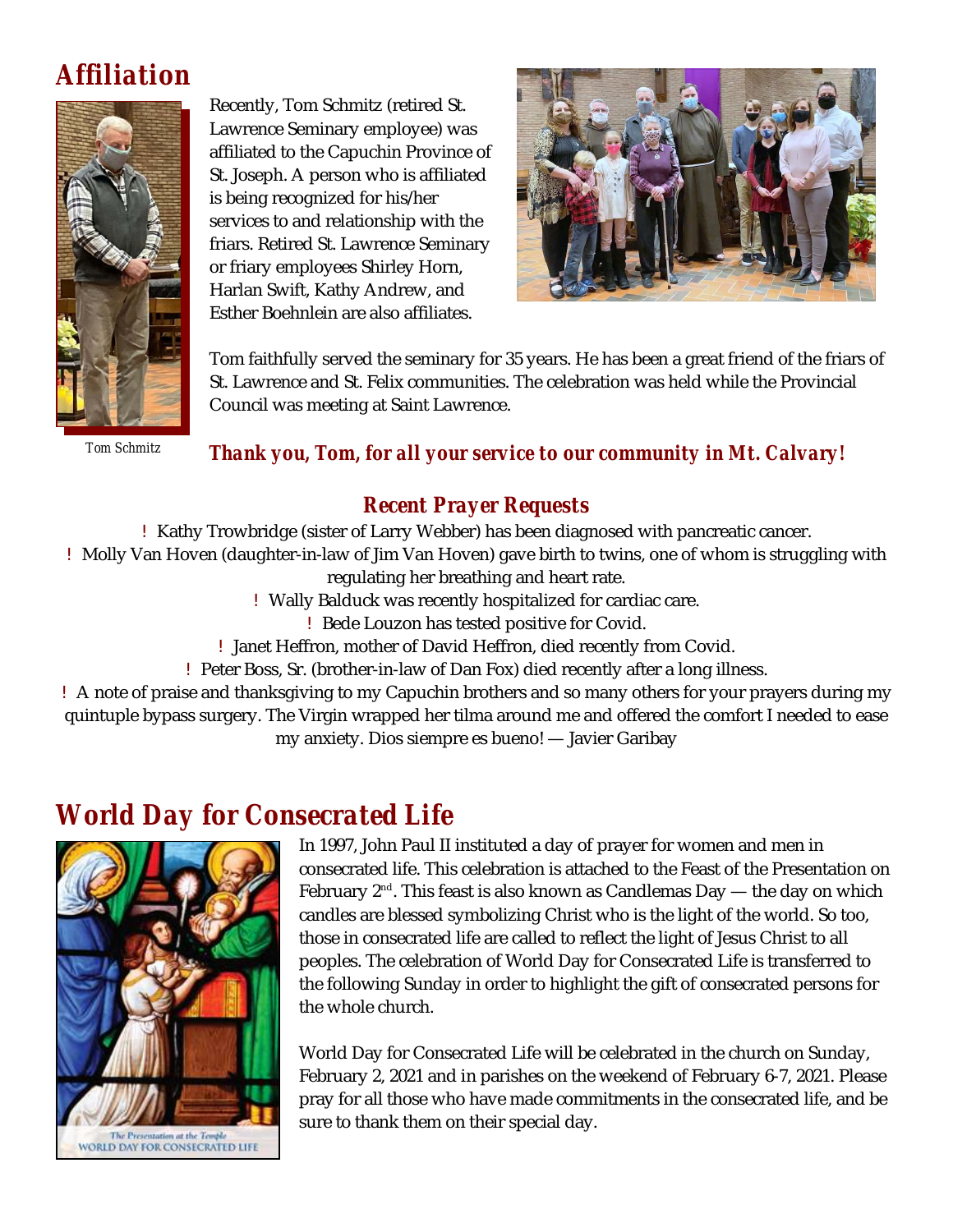## Affiliation

Recently, Tom Schmitz (retired St. Lawrence Seminary employee) was affiliated to the Capuchin Province of St. Joseph. A person who is affiliated is being recognized for his/her services to and relationship with the friars. Retired St. Lawrence Seminary or friary employees Shirley Horn, Harlan Swift, Kathy Andrew, and Esther Boehnlein are also affiliates.

Tom faithfully served the seminary for 35 years. He has been a great friend of the friars of St. Lawrence and St. Felix communities. The celebration was held while the Provincial Council was meeting at Saint Lawrence.

Tom Schmitz

***Thank you, Tom, for all your service to our community in Mt. Calvary!***

### Recent Prayer Requests

- Kathy Trowbridge (sister of Larry Webber) has been diagnosed with pancreatic cancer.
- Molly Van Hoven (daughter-in-law of Jim Van Hoven) gave birth to twins, one of whom is struggling with regulating her breathing and heart rate.
- Wally Balduck was recently hospitalized for cardiac care.
- Bede Louzon has tested positive for Covid.
- Janet Heffron, mother of David Heffron, died recently from Covid.
- Peter Boss, Sr. (brother-in-law of Dan Fox) died recently after a long illness.
- A note of praise and thanksgiving to my Capuchin brothers and so many others for your prayers during my quintuple bypass surgery. The Virgin wrapped her tilma around me and offered the comfort I needed to ease my anxiety. Dios siempre es bueno! — Javier Garibay

## World Day for Consecrated Life

The Presentation at the Temple
WORLD DAY FOR CONSECRATED LIFE

In 1997, John Paul II instituted a day of prayer for women and men in consecrated life. This celebration is attached to the Feast of the Presentation on February 2nd. This feast is also known as Candlemas Day — the day on which candles are blessed symbolizing Christ who is the light of the world. So too, those in consecrated life are called to reflect the light of Jesus Christ to all peoples. The celebration of World Day for Consecrated Life is transferred to the following Sunday in order to highlight the gift of consecrated persons for the whole church.

World Day for Consecrated Life will be celebrated in the church on Sunday, February 2, 2021 and in parishes on the weekend of February 6-7, 2021. Please pray for all those who have made commitments in the consecrated life, and be sure to thank them on their special day.